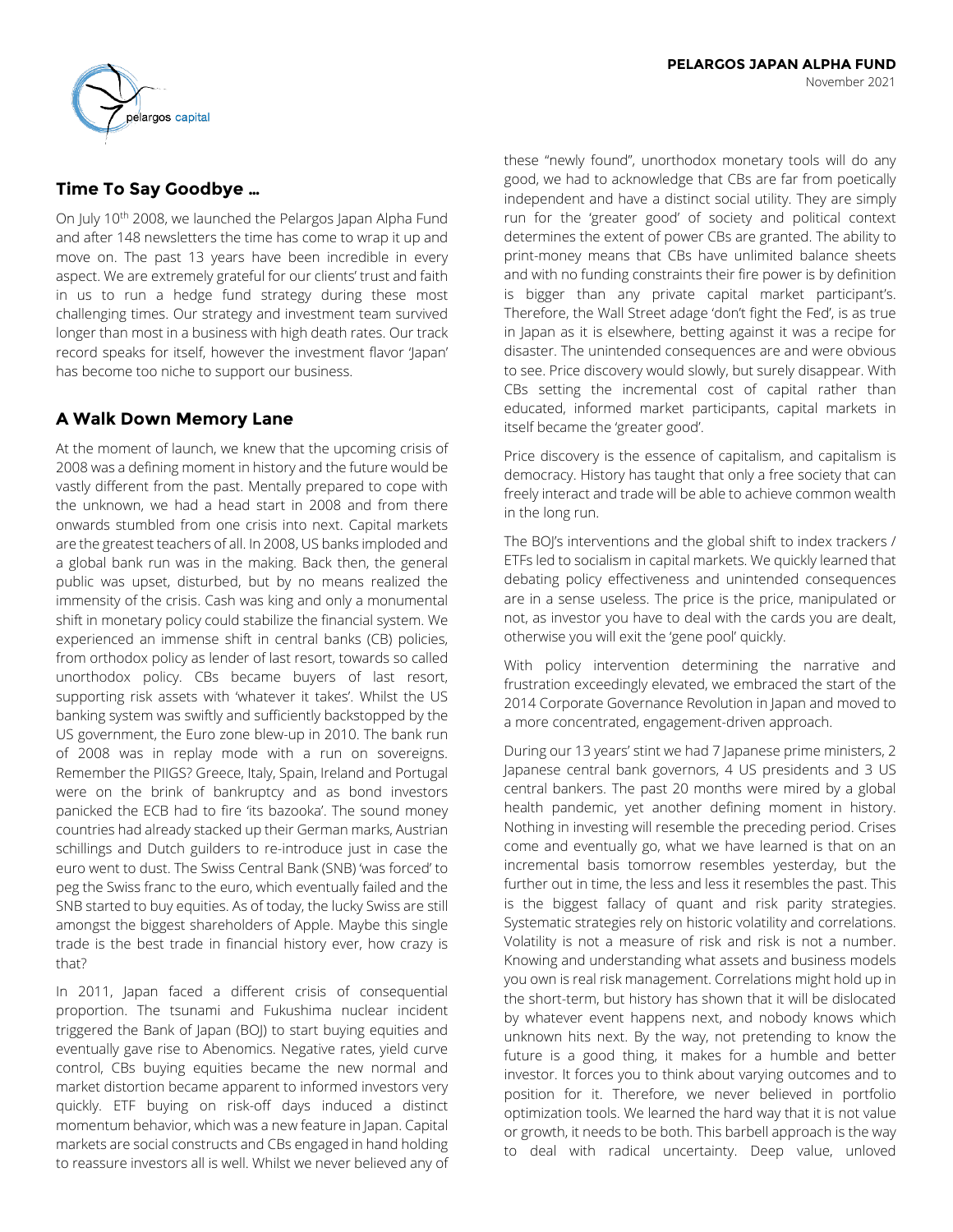**PELARGOS JAPAN ALPHA FUND**

November 2021

## Time To Say Goodbye …

On July 10th 2008, we launched the Pelargos Japan Alpha Fund and after 148 newsletters the time has come to wrap it up and move on. The past 13 years have been incredible in every aspect. We are extremely grateful for our clients' trust and faith in us to run a hedge fund strategy during these most challenging times. Our strategy and investment team survived longer than most in a business with high death rates. Our track record speaks for itself, however the investment flavor 'Japan' has become too niche to support our business.

## A Walk Down Memory Lane

At the moment of launch, we knew that the upcoming crisis of 2008 was a defining moment in history and the future would be vastly different from the past. Mentally prepared to cope with the unknown, we had a head start in 2008 and from there onwards stumbled from one crisis into next. Capital markets are the greatest teachers of all. In 2008, US banks imploded and a global bank run was in the making. Back then, the general public was upset, disturbed, but by no means realized the immensity of the crisis. Cash was king and only a monumental shift in monetary policy could stabilize the financial system. We experienced an immense shift in central banks (CB) policies, from orthodox policy as lender of last resort, towards so called unorthodox policy. CBs became buyers of last resort, supporting risk assets with 'whatever it takes'. Whilst the US banking system was swiftly and sufficiently backstopped by the US government, the Euro zone blew-up in 2010. The bank run of 2008 was in replay mode with a run on sovereigns. Remember the PIIGS? Greece, Italy, Spain, Ireland and Portugal were on the brink of bankruptcy and as bond investors panicked the ECB had to fire 'its bazooka'. The sound money countries had already stacked up their German marks, Austrian schillings and Dutch guilders to re-introduce just in case the euro went to dust. The Swiss Central Bank (SNB) 'was forced' to peg the Swiss franc to the euro, which eventually failed and the SNB started to buy equities. As of today, the lucky Swiss are still amongst the biggest shareholders of Apple. Maybe this single trade is the best trade in financial history ever, how crazy is that?

In 2011, Japan faced a different crisis of consequential proportion. The tsunami and Fukushima nuclear incident triggered the Bank of Japan (BOJ) to start buying equities and eventually gave rise to Abenomics. Negative rates, yield curve control, CBs buying equities became the new normal and market distortion became apparent to informed investors very quickly. ETF buying on risk-off days induced a distinct momentum behavior, which was a new feature in Japan. Capital markets are social constructs and CBs engaged in hand holding to reassure investors all is well. Whilst we never believed any of these "newly found", unorthodox monetary tools will do any good, we had to acknowledge that CBs are far from poetically independent and have a distinct social utility. They are simply run for the 'greater good' of society and political context determines the extent of power CBs are granted. The ability to print-money means that CBs have unlimited balance sheets and with no funding constraints their fire power is by definition is bigger than any private capital market participant's. Therefore, the Wall Street adage 'don't fight the Fed', is as true in Japan as it is elsewhere, betting against it was a recipe for disaster. The unintended consequences are and were obvious to see. Price discovery would slowly, but surely disappear. With CBs setting the incremental cost of capital rather than educated, informed market participants, capital markets in itself became the 'greater good'.

Price discovery is the essence of capitalism, and capitalism is democracy. History has taught that only a free society that can freely interact and trade will be able to achieve common wealth in the long run.

The BOJ's interventions and the global shift to index trackers / ETFs led to socialism in capital markets. We quickly learned that debating policy effectiveness and unintended consequences are in a sense useless. The price is the price, manipulated or not, as investor you have to deal with the cards you are dealt, otherwise you will exit the 'gene pool' quickly.

With policy intervention determining the narrative and frustration exceedingly elevated, we embraced the start of the 2014 Corporate Governance Revolution in Japan and moved to a more concentrated, engagement-driven approach.

During our 13 years' stint we had 7 Japanese prime ministers, 2 Japanese central bank governors, 4 US presidents and 3 US central bankers. The past 20 months were mired by a global health pandemic, yet another defining moment in history. Nothing in investing will resemble the preceding period. Crises come and eventually go, what we have learned is that on an incremental basis tomorrow resembles yesterday, but the further out in time, the less and less it resembles the past. This is the biggest fallacy of quant and risk parity strategies. Systematic strategies rely on historic volatility and correlations. Volatility is not a measure of risk and risk is not a number. Knowing and understanding what assets and business models you own is real risk management. Correlations might hold up in the short-term, but history has shown that it will be dislocated by whatever event happens next, and nobody knows which unknown hits next. By the way, not pretending to know the future is a good thing, it makes for a humble and better investor. It forces you to think about varying outcomes and to position for it. Therefore, we never believed in portfolio optimization tools. We learned the hard way that it is not value or growth, it needs to be both. This barbell approach is the way to deal with radical uncertainty. Deep value, unloved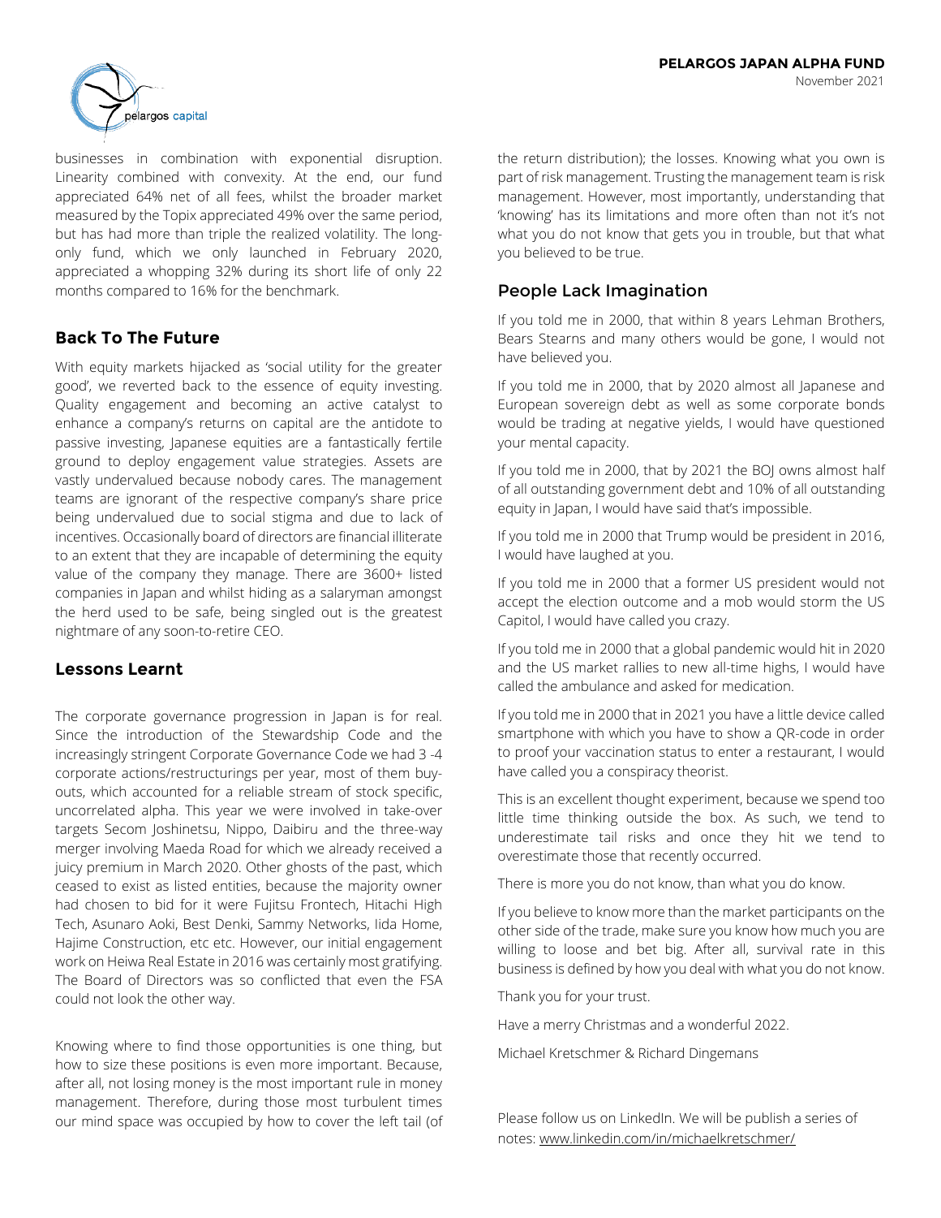businesses in combination with exponential disruption. Linearity combined with convexity. At the end, our fund appreciated 64% net of all fees, whilst the broader market measured by the Topix appreciated 49% over the same period, but has had more than triple the realized volatility. The long-only fund, which we only launched in February 2020, appreciated a whopping 32% during its short life of only 22 months compared to 16% for the benchmark.

## Back To The Future

With equity markets hijacked as 'social utility for the greater good', we reverted back to the essence of equity investing. Quality engagement and becoming an active catalyst to enhance a company's returns on capital are the antidote to passive investing, Japanese equities are a fantastically fertile ground to deploy engagement value strategies. Assets are vastly undervalued because nobody cares. The management teams are ignorant of the respective company's share price being undervalued due to social stigma and due to lack of incentives. Occasionally board of directors are financial illiterate to an extent that they are incapable of determining the equity value of the company they manage. There are 3600+ listed companies in Japan and whilst hiding as a salaryman amongst the herd used to be safe, being singled out is the greatest nightmare of any soon-to-retire CEO.

## Lessons Learnt

The corporate governance progression in Japan is for real. Since the introduction of the Stewardship Code and the increasingly stringent Corporate Governance Code we had 3 -4 corporate actions/restructurings per year, most of them buy-outs, which accounted for a reliable stream of stock specific, uncorrelated alpha. This year we were involved in take-over targets Secom Joshinetsu, Nippo, Daibiru and the three-way merger involving Maeda Road for which we already received a juicy premium in March 2020. Other ghosts of the past, which ceased to exist as listed entities, because the majority owner had chosen to bid for it were Fujitsu Frontech, Hitachi High Tech, Asunaro Aoki, Best Denki, Sammy Networks, Iida Home, Hajime Construction, etc etc. However, our initial engagement work on Heiwa Real Estate in 2016 was certainly most gratifying. The Board of Directors was so conflicted that even the FSA could not look the other way.

Knowing where to find those opportunities is one thing, but how to size these positions is even more important. Because, after all, not losing money is the most important rule in money management. Therefore, during those most turbulent times our mind space was occupied by how to cover the left tail (of the return distribution); the losses. Knowing what you own is part of risk management. Trusting the management team is risk management. However, most importantly, understanding that 'knowing' has its limitations and more often than not it's not what you do not know that gets you in trouble, but that what you believed to be true.

## People Lack Imagination

If you told me in 2000, that within 8 years Lehman Brothers, Bears Stearns and many others would be gone, I would not have believed you.

If you told me in 2000, that by 2020 almost all Japanese and European sovereign debt as well as some corporate bonds would be trading at negative yields, I would have questioned your mental capacity.

If you told me in 2000, that by 2021 the BOJ owns almost half of all outstanding government debt and 10% of all outstanding equity in Japan, I would have said that's impossible.

If you told me in 2000 that Trump would be president in 2016, I would have laughed at you.

If you told me in 2000 that a former US president would not accept the election outcome and a mob would storm the US Capitol, I would have called you crazy.

If you told me in 2000 that a global pandemic would hit in 2020 and the US market rallies to new all-time highs, I would have called the ambulance and asked for medication.

If you told me in 2000 that in 2021 you have a little device called smartphone with which you have to show a QR-code in order to proof your vaccination status to enter a restaurant, I would have called you a conspiracy theorist.

This is an excellent thought experiment, because we spend too little time thinking outside the box. As such, we tend to underestimate tail risks and once they hit we tend to overestimate those that recently occurred.

There is more you do not know, than what you do know.

If you believe to know more than the market participants on the other side of the trade, make sure you know how much you are willing to loose and bet big. After all, survival rate in this business is defined by how you deal with what you do not know.

Thank you for your trust.

Have a merry Christmas and a wonderful 2022.

Michael Kretschmer & Richard Dingemans

Please follow us on LinkedIn. We will be publish a series of notes: www.linkedin.com/in/michaelkretschmer/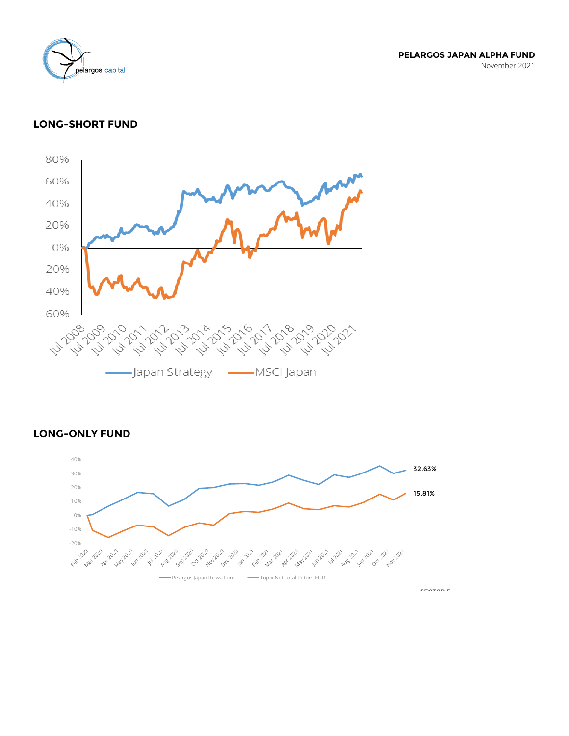**PELARGOS JAPAN ALPHA FUND**
November 2021

## LONG-SHORT FUND

80%
60%
40%
20%
0%
-20%
-40%
-60%

Jul 2008 Jul 2009 Jul 2010 Jul 2011 Jul 2012 Jul 2013 Jul 2014 Jul 2015 Jul 2016 Jul 2017 Jul 2018 Jul 2019 Jul 2020 Jul 2021

Japan Strategy — MSCI Japan

## LONG-ONLY FUND

40%
30%
20%
10%
0%
-10%
-20%

32.63%
15.81%

Feb 2020 Mar 2020 Apr 2020 May 2020 Jun 2020 Jul 2020 Aug 2020 Sep 2020 Oct 2020 Nov 2020 Dec 2020 Jan 2021 Feb 2021 Mar 2021 Apr 2021 May 2021 Jun 2021 Jul 2021 Aug 2021 Sep 2021 Oct 2021 Nov 2021

Pelargos Japan Reiwa Fund — Topix Net Total Return EUR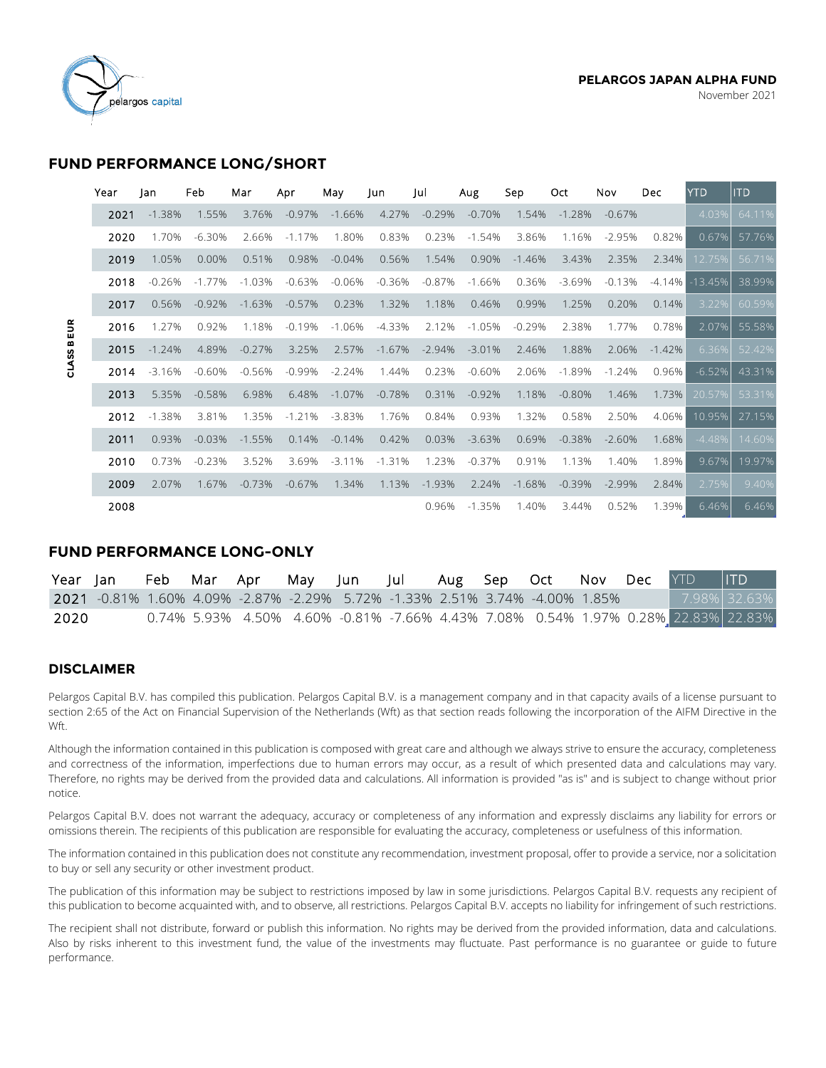pelargos capital

**PELARGOS JAPAN ALPHA FUND**
November 2021

## FUND PERFORMANCE LONG/SHORT

CLASS B EUR

| Year | Jan | Feb | Mar | Apr | May | Jun | Jul | Aug | Sep | Oct | Nov | Dec | YTD | ITD |
|---|---|---|---|---|---|---|---|---|---|---|---|---|---|---|
| 2021 | -1.38% | 1.55% | 3.76% | -0.97% | -1.66% | 4.27% | -0.29% | -0.70% | 1.54% | -1.28% | -0.67% | | 4.03% | 64.11% |
| 2020 | 1.70% | -6.30% | 2.66% | -1.17% | 1.80% | 0.83% | 0.23% | -1.54% | 3.86% | 1.16% | -2.95% | 0.82% | 0.67% | 57.76% |
| 2019 | 1.05% | 0.00% | 0.51% | 0.98% | -0.04% | 0.56% | 1.54% | 0.90% | -1.46% | 3.43% | 2.35% | 2.34% | 12.75% | 56.71% |
| 2018 | -0.26% | -1.77% | -1.03% | -0.63% | -0.06% | -0.36% | -0.87% | -1.66% | 0.36% | -3.69% | -0.13% | -4.14% | -13.45% | 38.99% |
| 2017 | 0.56% | -0.92% | -1.63% | -0.57% | 0.23% | 1.32% | 1.18% | 0.46% | 0.99% | 1.25% | 0.20% | 0.14% | 3.22% | 60.59% |
| 2016 | 1.27% | 0.92% | 1.18% | -0.19% | -1.06% | -4.33% | 2.12% | -1.05% | -0.29% | 2.38% | 1.77% | 0.78% | 2.07% | 55.58% |
| 2015 | -1.24% | 4.89% | -0.27% | 3.25% | 2.57% | -1.67% | -2.94% | -3.01% | 2.46% | 1.88% | 2.06% | -1.42% | 6.36% | 52.42% |
| 2014 | -3.16% | -0.60% | -0.56% | -0.99% | -2.24% | 1.44% | 0.23% | -0.60% | 2.06% | -1.89% | -1.24% | 0.96% | -6.52% | 43.31% |
| 2013 | 5.35% | -0.58% | 6.98% | 6.48% | -1.07% | -0.78% | 0.31% | -0.92% | 1.18% | -0.80% | 1.46% | 1.73% | 20.57% | 53.31% |
| 2012 | -1.38% | 3.81% | 1.35% | -1.21% | -3.83% | 1.76% | 0.84% | 0.93% | 1.32% | 0.58% | 2.50% | 4.06% | 10.95% | 27.15% |
| 2011 | 0.93% | -0.03% | -1.55% | 0.14% | -0.14% | 0.42% | 0.03% | -3.63% | 0.69% | -0.38% | -2.60% | 1.68% | -4.48% | 14.60% |
| 2010 | 0.73% | -0.23% | 3.52% | 3.69% | -3.11% | -1.31% | 1.23% | -0.37% | 0.91% | 1.13% | 1.40% | 1.89% | 9.67% | 19.97% |
| 2009 | 2.07% | 1.67% | -0.73% | -0.67% | 1.34% | 1.13% | -1.93% | 2.24% | -1.68% | -0.39% | -2.99% | 2.84% | 2.75% | 9.40% |
| 2008 | | | | | | | 0.96% | -1.35% | 1.40% | 3.44% | 0.52% | 1.39% | 6.46% | 6.46% |

## FUND PERFORMANCE LONG-ONLY

| Year | Jan | Feb | Mar | Apr | May | Jun | Jul | Aug | Sep | Oct | Nov | Dec | YTD | ITD |
|---|---|---|---|---|---|---|---|---|---|---|---|---|---|---|
| 2021 | -0.81% | 1.60% | 4.09% | -2.87% | -2.29% | 5.72% | -1.33% | 2.51% | 3.74% | -4.00% | 1.85% | | 7.98% | 32.63% |
| 2020 | | 0.74% | 5.93% | 4.50% | 4.60% | -0.81% | -7.66% | 4.43% | 7.08% | 0.54% | 1.97% | 0.28% | 22.83% | 22.83% |

## DISCLAIMER

Pelargos Capital B.V. has compiled this publication. Pelargos Capital B.V. is a management company and in that capacity avails of a license pursuant to section 2:65 of the Act on Financial Supervision of the Netherlands (Wft) as that section reads following the incorporation of the AIFM Directive in the Wft.

Although the information contained in this publication is composed with great care and although we always strive to ensure the accuracy, completeness and correctness of the information, imperfections due to human errors may occur, as a result of which presented data and calculations may vary. Therefore, no rights may be derived from the provided data and calculations. All information is provided "as is" and is subject to change without prior notice.

Pelargos Capital B.V. does not warrant the adequacy, accuracy or completeness of any information and expressly disclaims any liability for errors or omissions therein. The recipients of this publication are responsible for evaluating the accuracy, completeness or usefulness of this information.

The information contained in this publication does not constitute any recommendation, investment proposal, offer to provide a service, nor a solicitation to buy or sell any security or other investment product.

The publication of this information may be subject to restrictions imposed by law in some jurisdictions. Pelargos Capital B.V. requests any recipient of this publication to become acquainted with, and to observe, all restrictions. Pelargos Capital B.V. accepts no liability for infringement of such restrictions.

The recipient shall not distribute, forward or publish this information. No rights may be derived from the provided information, data and calculations. Also by risks inherent to this investment fund, the value of the investments may fluctuate. Past performance is no guarantee or guide to future performance.